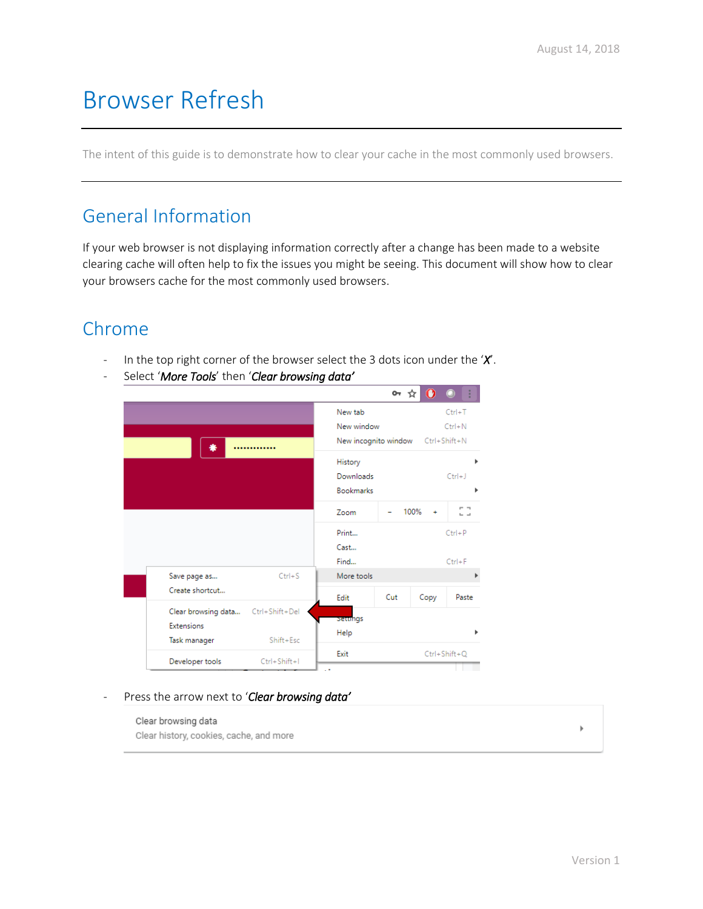# Browser Refresh

The intent of this guide is to demonstrate how to clear your cache in the most commonly used browsers.

## General Information

If your web browser is not displaying information correctly after a change has been made to a website clearing cache will often help to fix the issues you might be seeing. This document will show how to clear your browsers cache for the most commonly used browsers.

## Chrome

- In the top right corner of the browser select the 3 dots icon under the '*X*'.
- Select '*More Tools*' then '*Clear browsing data'*
- Press the arrow next to '*Clear browsing data'*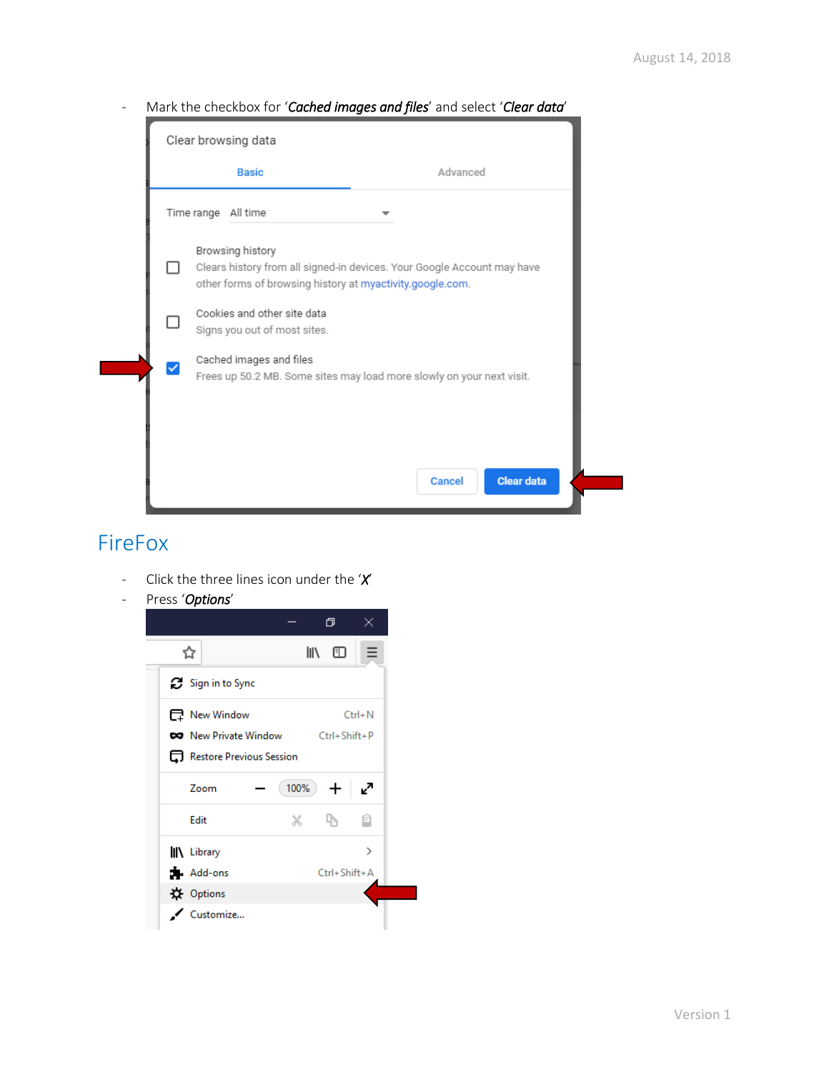- Mark the checkbox for '*Cached images and files*' and select '*Clear data*'

## FireFox

- Click the three lines icon under the '*X*'
- Press '*Options*'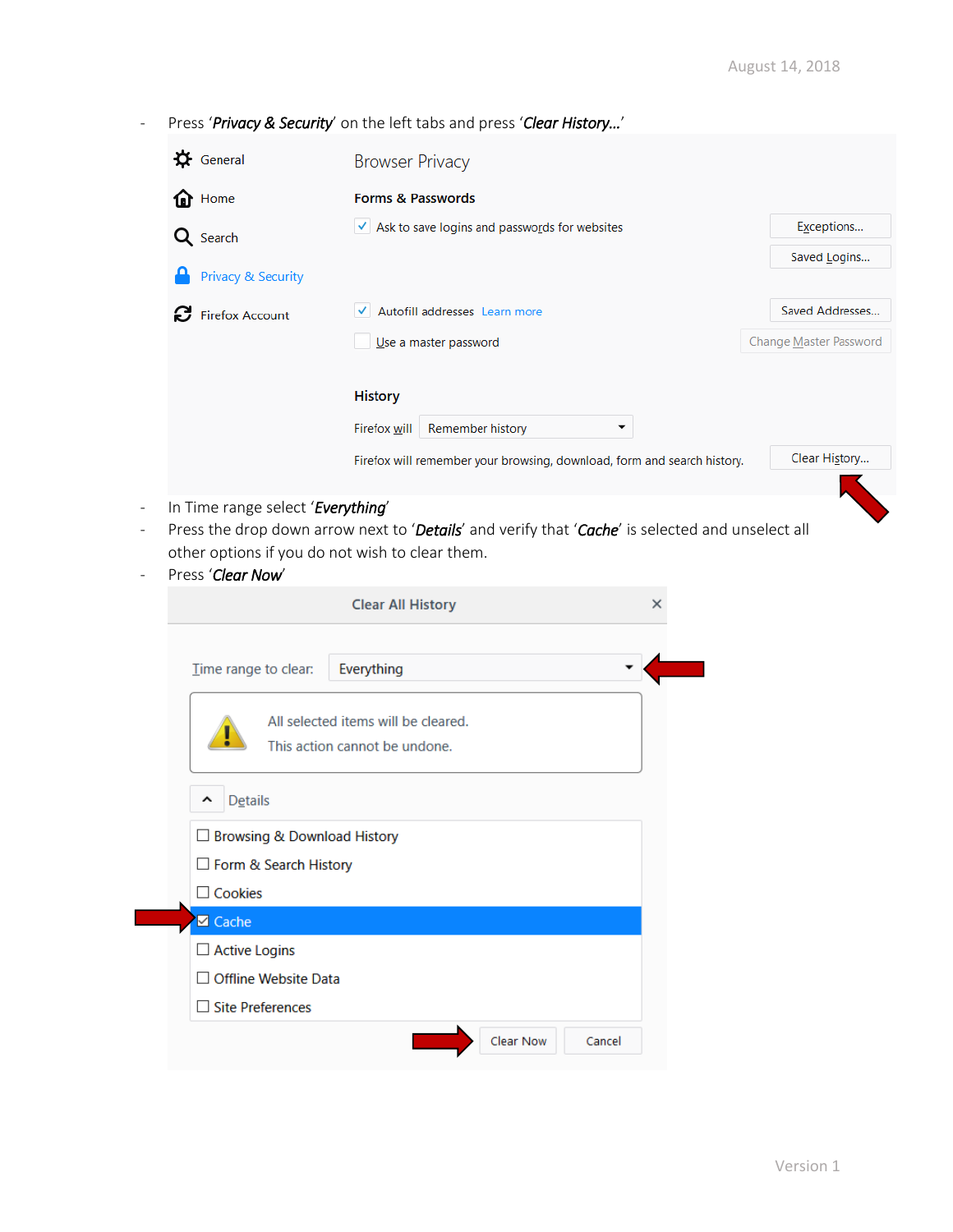- Press '*Privacy & Security*' on the left tabs and press '*Clear History…*'

- In Time range select '*Everything*'
- Press the drop down arrow next to '*Details*' and verify that '*Cache*' is selected and unselect all other options if you do not wish to clear them.
- Press '*Clear Now*'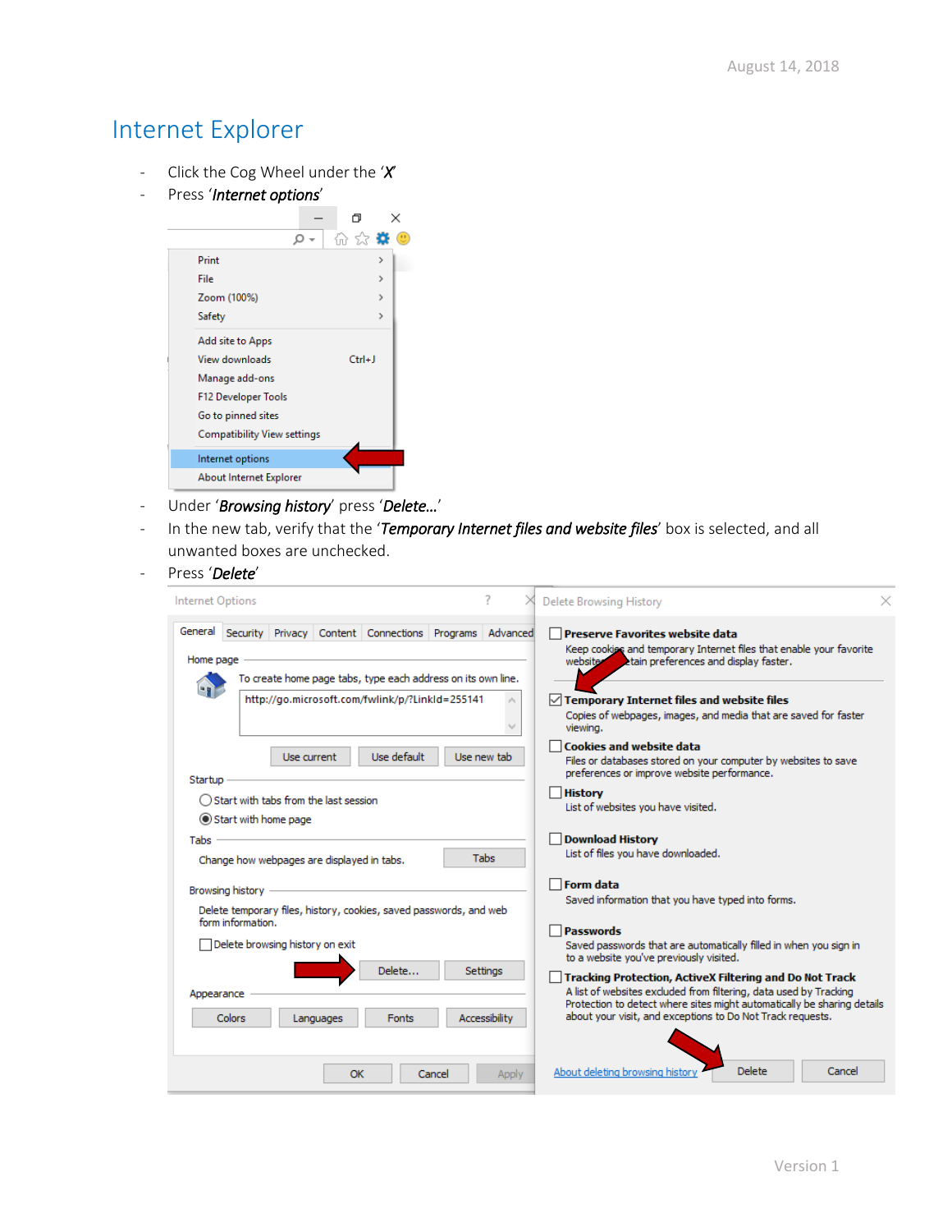# Internet Explorer

- Click the Cog Wheel under the '*X*'
- Press '*Internet options*'
- Under '*Browsing history*' press '*Delete…*'
- In the new tab, verify that the '*Temporary Internet files and website files*' box is selected, and all unwanted boxes are unchecked.
- Press '*Delete*'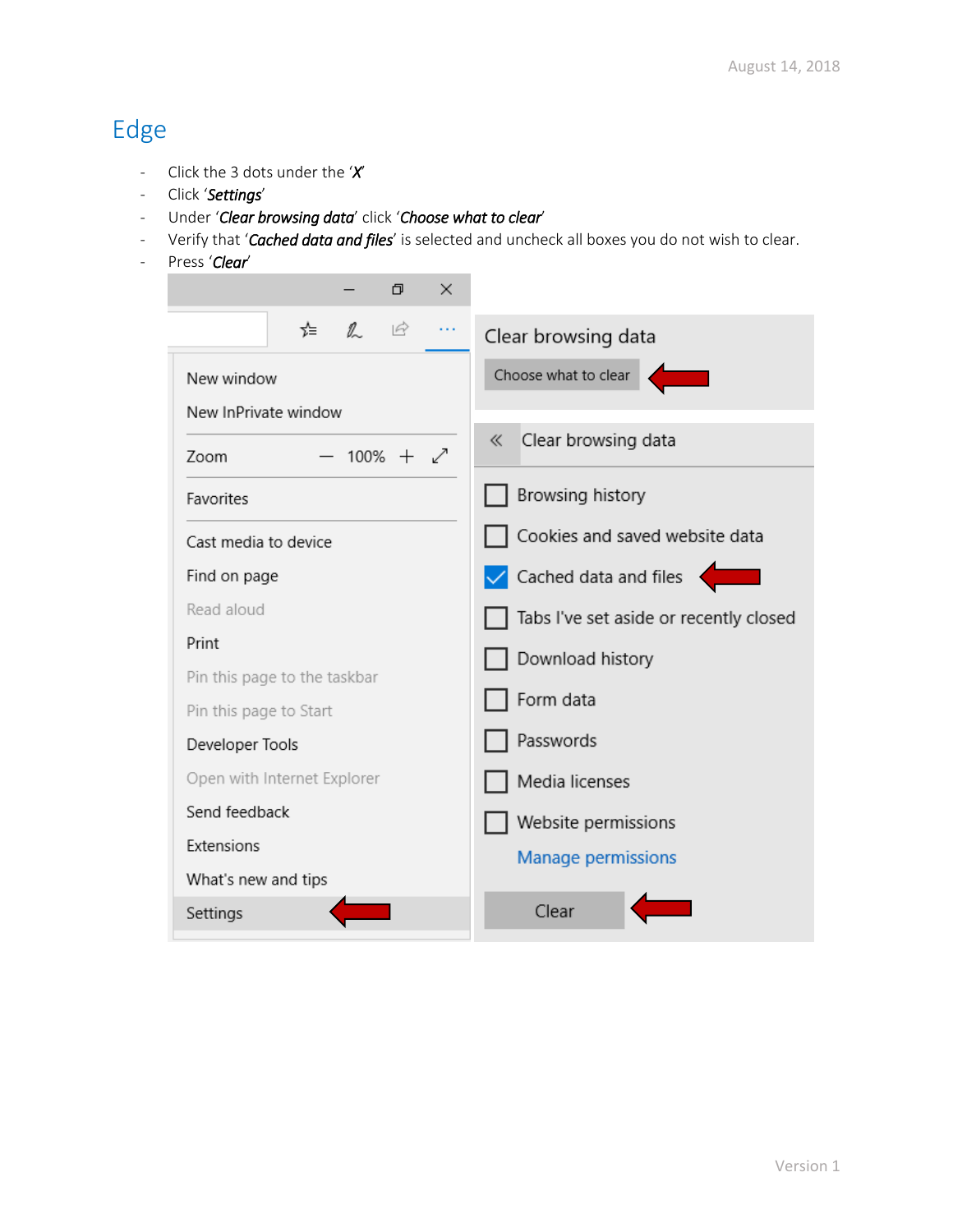## Edge

- Click the 3 dots under the '*X*'
- Click '*Settings*'
- Under '*Clear browsing data*' click '*Choose what to clear*'
- Verify that '*Cached data and files*' is selected and uncheck all boxes you do not wish to clear.
- Press '*Clear*'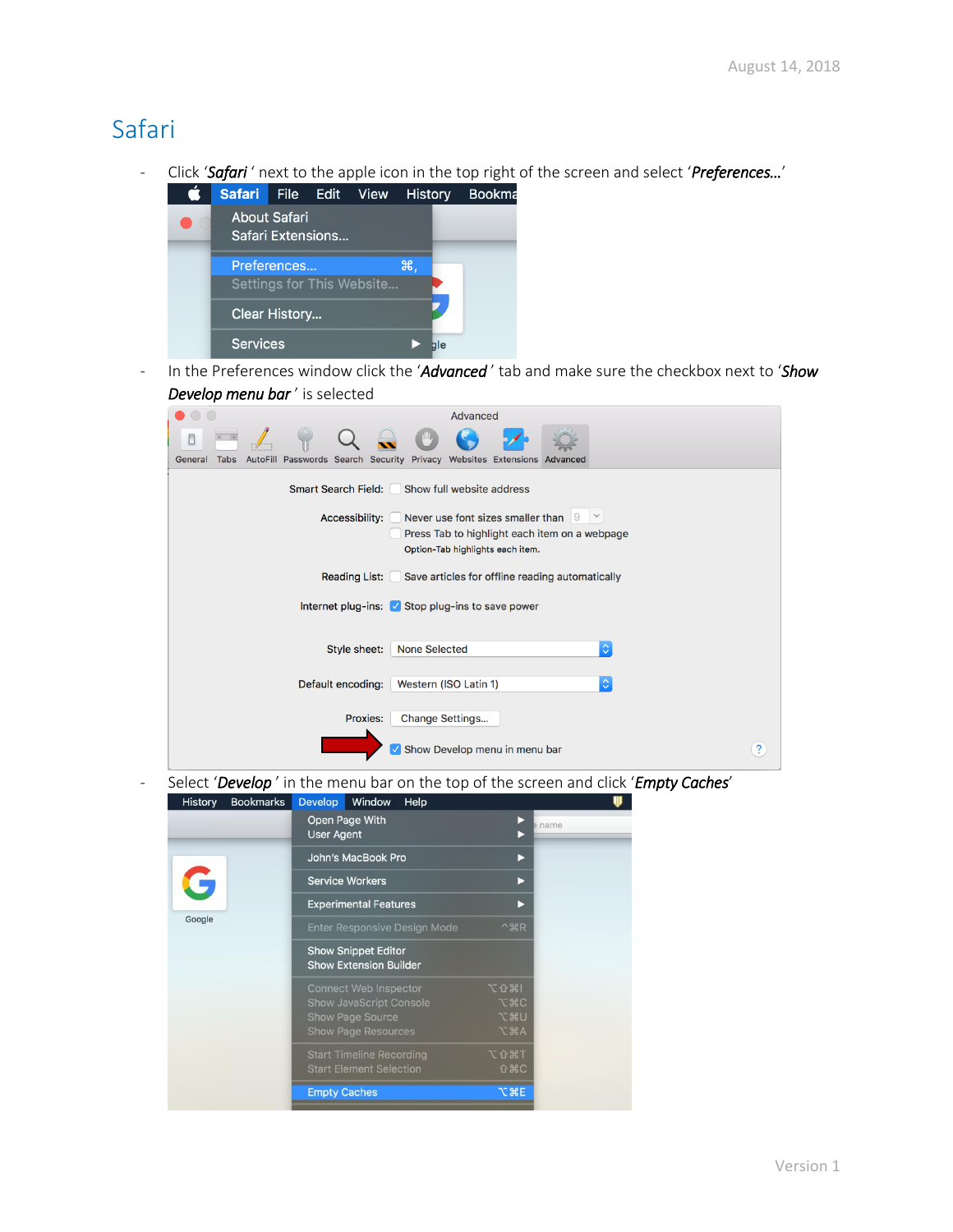# Safari

- Click '*Safari*' next to the apple icon in the top right of the screen and select '*Preferences…*'
- In the Preferences window click the '*Advanced*' tab and make sure the checkbox next to '*Show Develop menu bar*' is selected
- Select '*Develop*' in the menu bar on the top of the screen and click '*Empty Caches*'